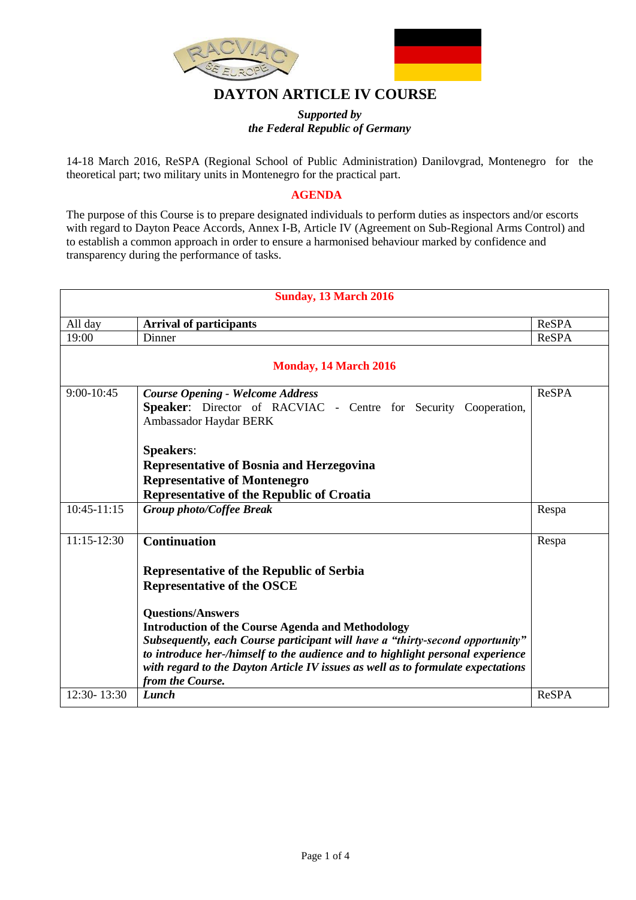# DAYTON ARTICLE IV COURSE

*Supported by*
*the Federal Republic of Germany*

14-18 March 2016, ReSPA (Regional School of Public Administration) Danilovgrad, Montenegro for the theoretical part; two military units in Montenegro for the practical part.

## AGENDA

The purpose of this Course is to prepare designated individuals to perform duties as inspectors and/or escorts with regard to Dayton Peace Accords, Annex I-B, Article IV (Agreement on Sub-Regional Arms Control) and to establish a common approach in order to ensure a harmonised behaviour marked by confidence and transparency during the performance of tasks.

| **Sunday, 13 March 2016** | | |
|---|---|---|
| All day | **Arrival of participants** | ReSPA |
| 19:00 | Dinner | ReSPA |
| **Monday, 14 March 2016** | | |
| 9:00-10:45 | ***Course Opening - Welcome Address***<br>**Speaker**: Director of RACVIAC - Centre for Security Cooperation, Ambassador Haydar BERK<br><br>**Speakers**:<br>**Representative of Bosnia and Herzegovina**<br>**Representative of Montenegro**<br>**Representative of the Republic of Croatia** | ReSPA |
| 10:45-11:15 | ***Group photo/Coffee Break*** | Respa |
| 11:15-12:30 | **Continuation**<br><br>**Representative of the Republic of Serbia**<br>**Representative of the OSCE**<br><br>**Questions/Answers**<br>**Introduction of the Course Agenda and Methodology**<br>***Subsequently, each Course participant will have a "thirty-second opportunity" to introduce her-/himself to the audience and to highlight personal experience with regard to the Dayton Article IV issues as well as to formulate expectations from the Course.*** | Respa |
| 12:30- 13:30 | ***Lunch*** | ReSPA |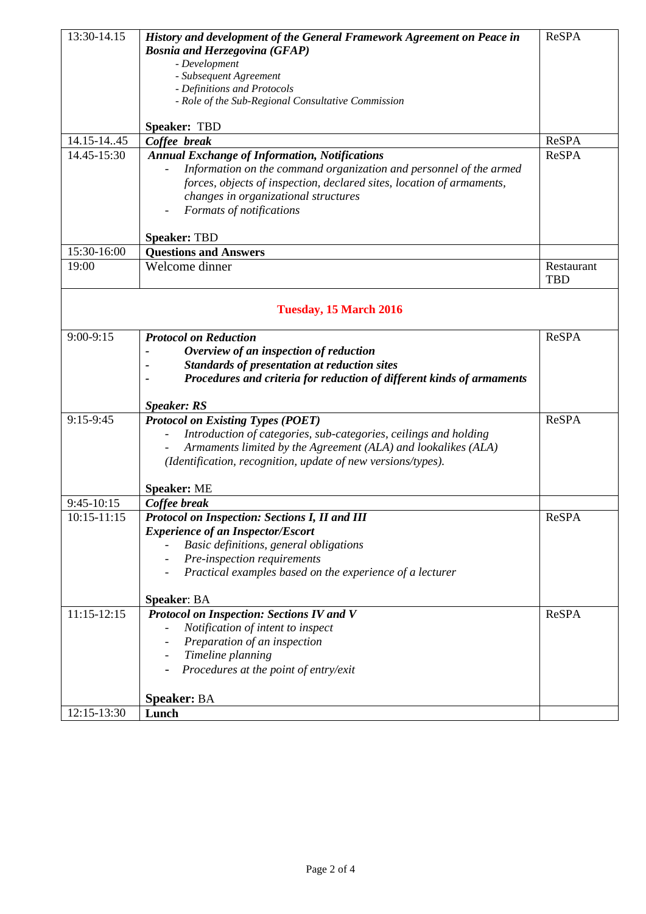| | | |
|---|---|---|
| 13:30-14.15 | ***History and development of the General Framework Agreement on Peace in Bosnia and Herzegovina (GFAP)***<br>*- Development*<br>*- Subsequent Agreement*<br>*- Definitions and Protocols*<br>*- Role of the Sub-Regional Consultative Commission*<br><br>**Speaker:** TBD | ReSPA |
| 14.15-14..45 | ***Coffee break*** | ReSPA |
| 14.45-15:30 | ***Annual Exchange of Information, Notifications***<br>- *Information on the command organization and personnel of the armed forces, objects of inspection, declared sites, location of armaments, changes in organizational structures*<br>- *Formats of notifications*<br><br>**Speaker:** TBD | ReSPA |
| 15:30-16:00 | **Questions and Answers** | |
| 19:00 | Welcome dinner | Restaurant TBD |
| | **Tuesday, 15 March 2016** | |
| 9:00-9:15 | ***Protocol on Reduction***<br>- ***Overview of an inspection of reduction***<br>- ***Standards of presentation at reduction sites***<br>- ***Procedures and criteria for reduction of different kinds of armaments***<br><br>***Speaker: RS*** | ReSPA |
| 9:15-9:45 | ***Protocol on Existing Types (POET)***<br>- *Introduction of categories, sub-categories, ceilings and holding*<br>- *Armaments limited by the Agreement (ALA) and lookalikes (ALA)*<br>*(Identification, recognition, update of new versions/types).*<br><br>**Speaker:** ME | ReSPA |
| 9:45-10:15 | ***Coffee break*** | |
| 10:15-11:15 | ***Protocol on Inspection: Sections I, II and III***<br>***Experience of an Inspector/Escort***<br>- *Basic definitions, general obligations*<br>- *Pre-inspection requirements*<br>- *Practical examples based on the experience of a lecturer*<br><br>**Speaker**: BA | ReSPA |
| 11:15-12:15 | ***Protocol on Inspection: Sections IV and V***<br>- *Notification of intent to inspect*<br>- *Preparation of an inspection*<br>- *Timeline planning*<br>- *Procedures at the point of entry/exit*<br><br>**Speaker:** BA | ReSPA |
| 12:15-13:30 | **Lunch** | |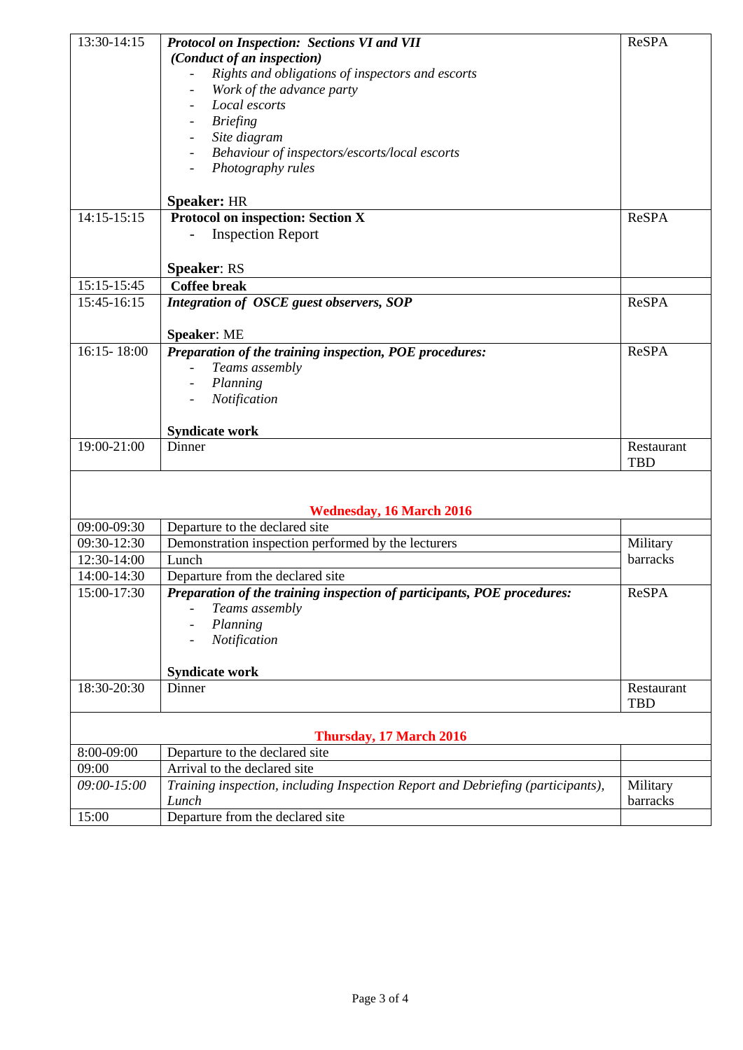| 13:30-14:15 | ***Protocol on Inspection: Sections VI and VII*** ***(Conduct of an inspection)*** <br> - *Rights and obligations of inspectors and escorts* <br> - *Work of the advance party* <br> - *Local escorts* <br> - *Briefing* <br> - *Site diagram* <br> - *Behaviour of inspectors/escorts/local escorts* <br> - *Photography rules* <br><br> **Speaker:** HR | ReSPA |
|---|---|---|
| 14:15-15:15 | **Protocol on inspection: Section X** <br> - Inspection Report <br><br> **Speaker**: RS | ReSPA |
| 15:15-15:45 | **Coffee break** | |
| 15:45-16:15 | ***Integration of OSCE guest observers, SOP*** <br><br> **Speaker**: ME | ReSPA |
| 16:15- 18:00 | ***Preparation of the training inspection, POE procedures:*** <br> - *Teams assembly* <br> - *Planning* <br> - *Notification* <br><br> **Syndicate work** | ReSPA |
| 19:00-21:00 | Dinner | Restaurant TBD |
| | **Wednesday, 16 March 2016** | |
| 09:00-09:30 | Departure to the declared site | |
| 09:30-12:30 | Demonstration inspection performed by the lecturers | Military barracks |
| 12:30-14:00 | Lunch | |
| 14:00-14:30 | Departure from the declared site | |
| 15:00-17:30 | ***Preparation of the training inspection of participants, POE procedures:*** <br> - *Teams assembly* <br> - *Planning* <br> - *Notification* <br><br> **Syndicate work** | ReSPA |
| 18:30-20:30 | Dinner | Restaurant TBD |
| | **Thursday, 17 March 2016** | |
| 8:00-09:00 | Departure to the declared site | |
| 09:00 | Arrival to the declared site | |
| *09:00-15:00* | *Training inspection, including Inspection Report and Debriefing (participants), Lunch* | Military barracks |
| 15:00 | Departure from the declared site | |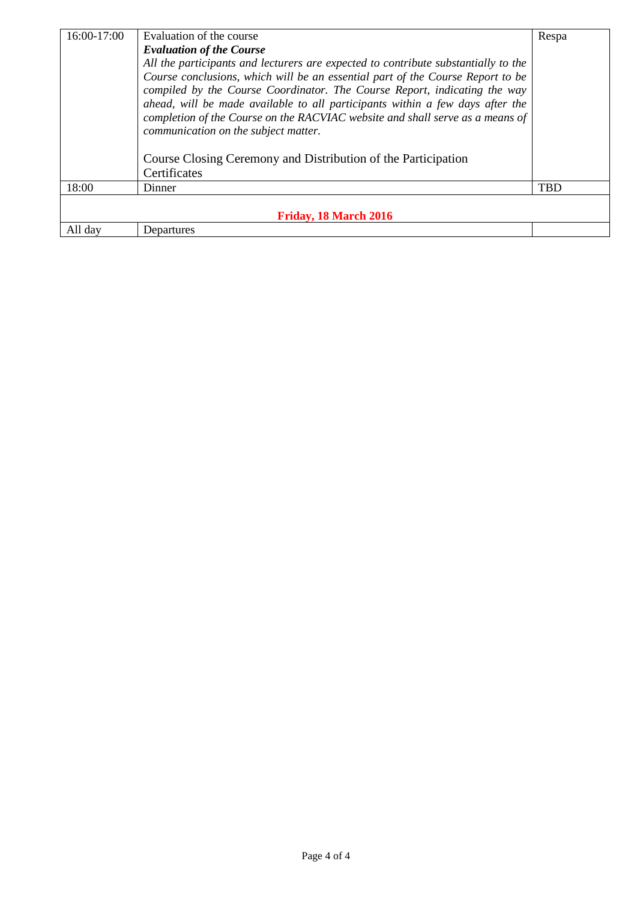| | | |
|---|---|---|
| 16:00-17:00 | Evaluation of the course<br>***Evaluation of the Course***<br>*All the participants and lecturers are expected to contribute substantially to the Course conclusions, which will be an essential part of the Course Report to be compiled by the Course Coordinator. The Course Report, indicating the way ahead, will be made available to all participants within a few days after the completion of the Course on the RACVIAC website and shall serve as a means of communication on the subject matter.*<br><br>Course Closing Ceremony and Distribution of the Participation Certificates | Respa |
| 18:00 | Dinner | TBD |
| | **Friday, 18 March 2016** | |
| All day | Departures | |